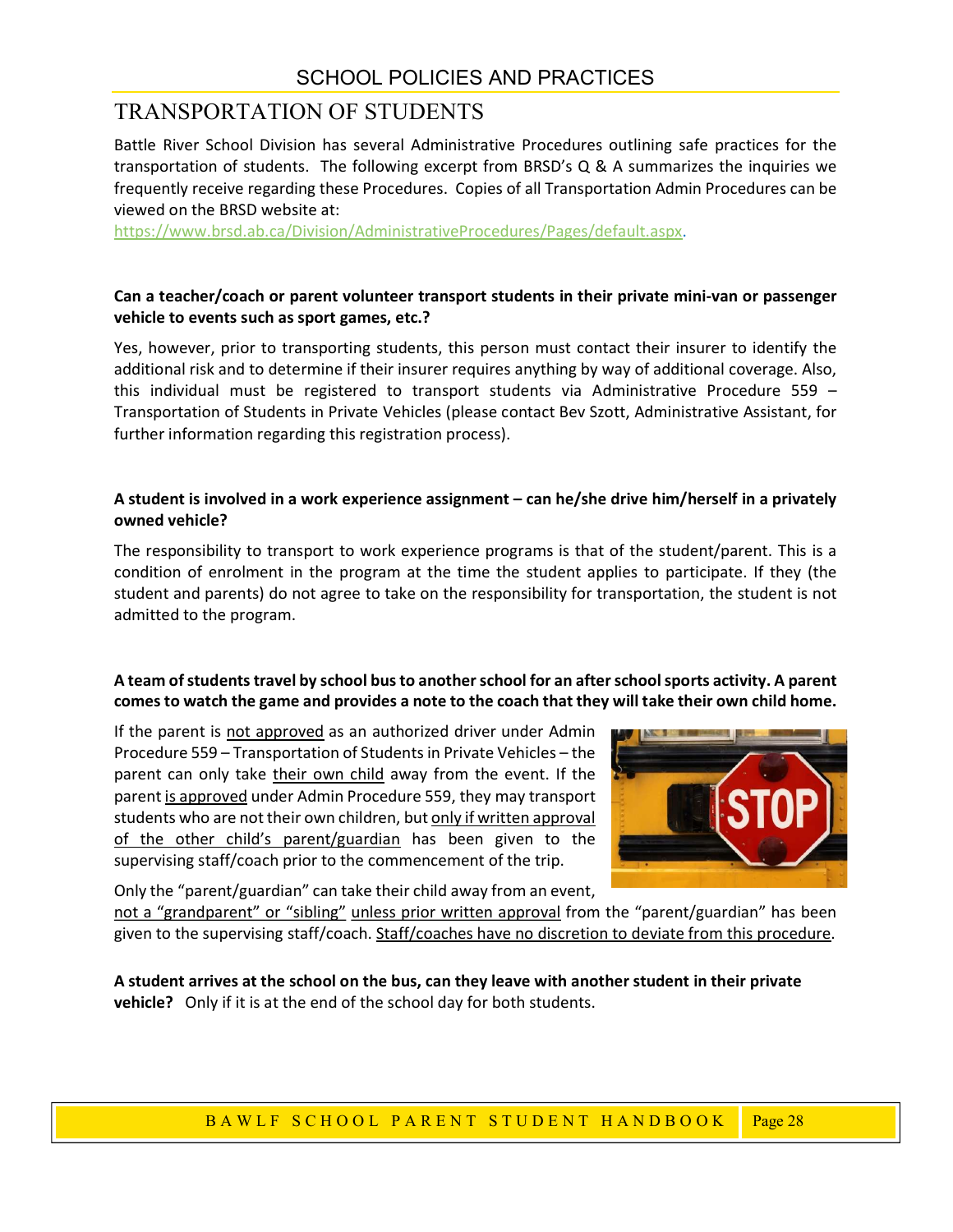# TRANSPORTATION OF STUDENTS

Battle River School Division has several Administrative Procedures outlining safe practices for the transportation of students. The following excerpt from BRSD's Q & A summarizes the inquiries we frequently receive regarding these Procedures. Copies of all Transportation Admin Procedures can be viewed on the BRSD website at: https://www.brsd.ab.ca/Division/AdministrativeProcedures/Pages/default.aspx.

**Can a teacher/coach or parent volunteer transport students in their private mini-van or passenger vehicle to events such as sport games, etc.?**

Yes, however, prior to transporting students, this person must contact their insurer to identify the additional risk and to determine if their insurer requires anything by way of additional coverage. Also, this individual must be registered to transport students via Administrative Procedure 559 – Transportation of Students in Private Vehicles (please contact Bev Szott, Administrative Assistant, for further information regarding this registration process).

**A student is involved in a work experience assignment – can he/she drive him/herself in a privately owned vehicle?**

The responsibility to transport to work experience programs is that of the student/parent. This is a condition of enrolment in the program at the time the student applies to participate. If they (the student and parents) do not agree to take on the responsibility for transportation, the student is not admitted to the program.

**A team of students travel by school bus to another school for an after school sports activity. A parent comes to watch the game and provides a note to the coach that they will take their own child home.**

If the parent is not approved as an authorized driver under Admin Procedure 559 – Transportation of Students in Private Vehicles – the parent can only take their own child away from the event. If the parent is approved under Admin Procedure 559, they may transport students who are not their own children, but only if written approval of the other child's parent/guardian has been given to the supervising staff/coach prior to the commencement of the trip.

Only the "parent/guardian" can take their child away from an event, not a "grandparent" or "sibling" unless prior written approval from the "parent/guardian" has been given to the supervising staff/coach. Staff/coaches have no discretion to deviate from this procedure.

**A student arrives at the school on the bus, can they leave with another student in their private vehicle?** Only if it is at the end of the school day for both students.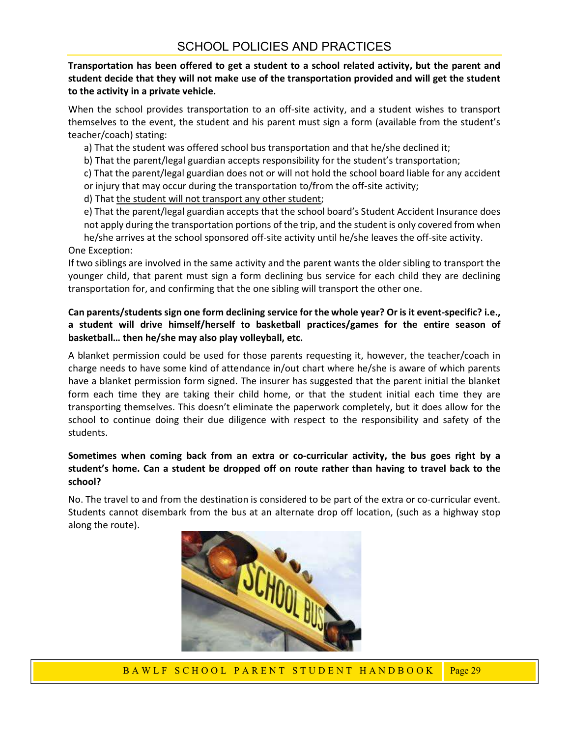## SCHOOL POLICIES AND PRACTICES

**Transportation has been offered to get a student to a school related activity, but the parent and student decide that they will not make use of the transportation provided and will get the student to the activity in a private vehicle.**

When the school provides transportation to an off-site activity, and a student wishes to transport themselves to the event, the student and his parent must sign a form (available from the student's teacher/coach) stating:

a) That the student was offered school bus transportation and that he/she declined it;
b) That the parent/legal guardian accepts responsibility for the student's transportation;
c) That the parent/legal guardian does not or will not hold the school board liable for any accident or injury that may occur during the transportation to/from the off-site activity;
d) That the student will not transport any other student;
e) That the parent/legal guardian accepts that the school board's Student Accident Insurance does not apply during the transportation portions of the trip, and the student is only covered from when he/she arrives at the school sponsored off-site activity until he/she leaves the off-site activity.

One Exception:
If two siblings are involved in the same activity and the parent wants the older sibling to transport the younger child, that parent must sign a form declining bus service for each child they are declining transportation for, and confirming that the one sibling will transport the other one.

**Can parents/students sign one form declining service for the whole year? Or is it event-specific? i.e., a student will drive himself/herself to basketball practices/games for the entire season of basketball… then he/she may also play volleyball, etc.**

A blanket permission could be used for those parents requesting it, however, the teacher/coach in charge needs to have some kind of attendance in/out chart where he/she is aware of which parents have a blanket permission form signed. The insurer has suggested that the parent initial the blanket form each time they are taking their child home, or that the student initial each time they are transporting themselves. This doesn't eliminate the paperwork completely, but it does allow for the school to continue doing their due diligence with respect to the responsibility and safety of the students.

**Sometimes when coming back from an extra or co-curricular activity, the bus goes right by a student's home. Can a student be dropped off on route rather than having to travel back to the school?**

No. The travel to and from the destination is considered to be part of the extra or co-curricular event. Students cannot disembark from the bus at an alternate drop off location, (such as a highway stop along the route).